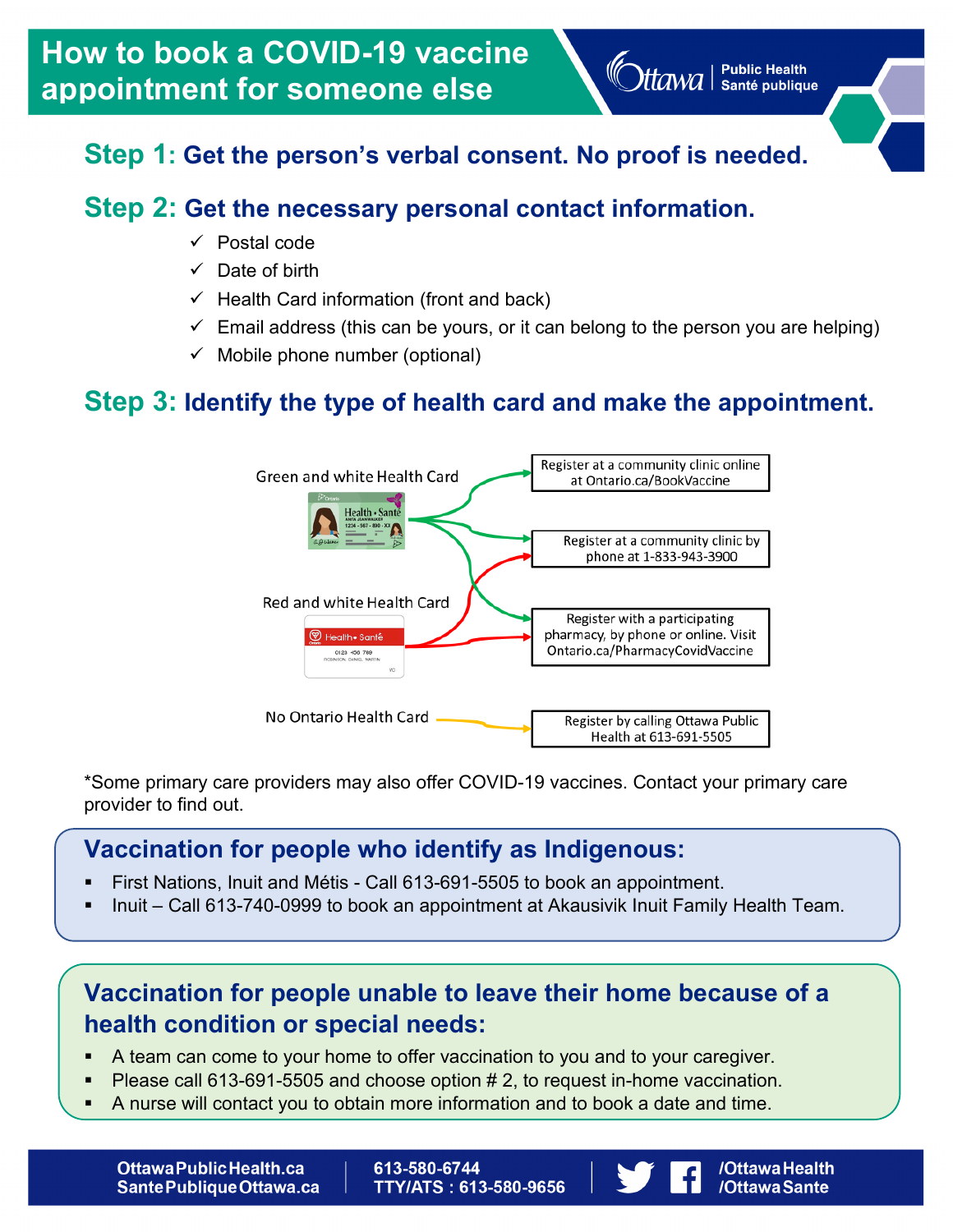# How to book a COVID-19 vaccine appointment for someone else

Ottawa Public Health | Santé publique

## Step 1: Get the person's verbal consent. No proof is needed.

## Step 2: Get the necessary personal contact information.

- ✓ Postal code
- ✓ Date of birth
- ✓ Health Card information (front and back)
- ✓ Email address (this can be yours, or it can belong to the person you are helping)
- ✓ Mobile phone number (optional)

## Step 3: Identify the type of health card and make the appointment.

**Green and white Health Card**
- Register at a community clinic online at Ontario.ca/BookVaccine
- Register at a community clinic by phone at 1-833-943-3900
- Register with a participating pharmacy, by phone or online. Visit Ontario.ca/PharmacyCovidVaccine

**Red and white Health Card**
- Register at a community clinic by phone at 1-833-943-3900
- Register with a participating pharmacy, by phone or online. Visit Ontario.ca/PharmacyCovidVaccine

**No Ontario Health Card**
- Register by calling Ottawa Public Health at 613-691-5505

*Some primary care providers may also offer COVID-19 vaccines. Contact your primary care provider to find out.

## Vaccination for people who identify as Indigenous:

- First Nations, Inuit and Métis - Call 613-691-5505 to book an appointment.
- Inuit – Call 613-740-0999 to book an appointment at Akausivik Inuit Family Health Team.

## Vaccination for people unable to leave their home because of a health condition or special needs:

- A team can come to your home to offer vaccination to you and to your caregiver.
- Please call 613-691-5505 and choose option # 2, to request in-home vaccination.
- A nurse will contact you to obtain more information and to book a date and time.

OttawaPublicHealth.ca
SantePubliqueOttawa.ca
613-580-6744
TTY/ATS : 613-580-9656
/OttawaHealth
/OttawaSante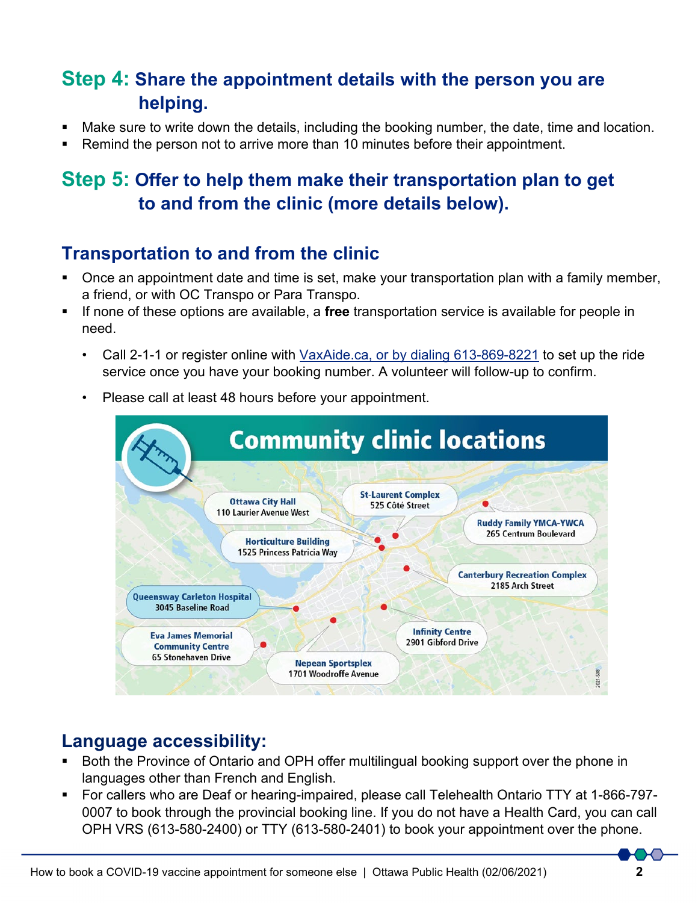## Step 4: Share the appointment details with the person you are helping.

- Make sure to write down the details, including the booking number, the date, time and location.
- Remind the person not to arrive more than 10 minutes before their appointment.

## Step 5: Offer to help them make their transportation plan to get to and from the clinic (more details below).

### Transportation to and from the clinic

- Once an appointment date and time is set, make your transportation plan with a family member, a friend, or with OC Transpo or Para Transpo.
- If none of these options are available, a **free** transportation service is available for people in need.
  - Call 2-1-1 or register online with VaxAide.ca, or by dialing 613-869-8221 to set up the ride service once you have your booking number. A volunteer will follow-up to confirm.
  - Please call at least 48 hours before your appointment.

Community clinic locations

Ottawa City Hall
110 Laurier Avenue West

St-Laurent Complex
525 Côté Street

Ruddy Family YMCA-YWCA
265 Centrum Boulevard

Horticulture Building
1525 Princess Patricia Way

Canterbury Recreation Complex
2185 Arch Street

Queensway Carleton Hospital
3045 Baseline Road

Eva James Memorial Community Centre
65 Stonehaven Drive

Infinity Centre
2901 Gibford Drive

Nepean Sportsplex
1701 Woodroffe Avenue

2021-508

### Language accessibility:

- Both the Province of Ontario and OPH offer multilingual booking support over the phone in languages other than French and English.
- For callers who are Deaf or hearing-impaired, please call Telehealth Ontario TTY at 1-866-797-0007 to book through the provincial booking line. If you do not have a Health Card, you can call OPH VRS (613-580-2400) or TTY (613-580-2401) to book your appointment over the phone.